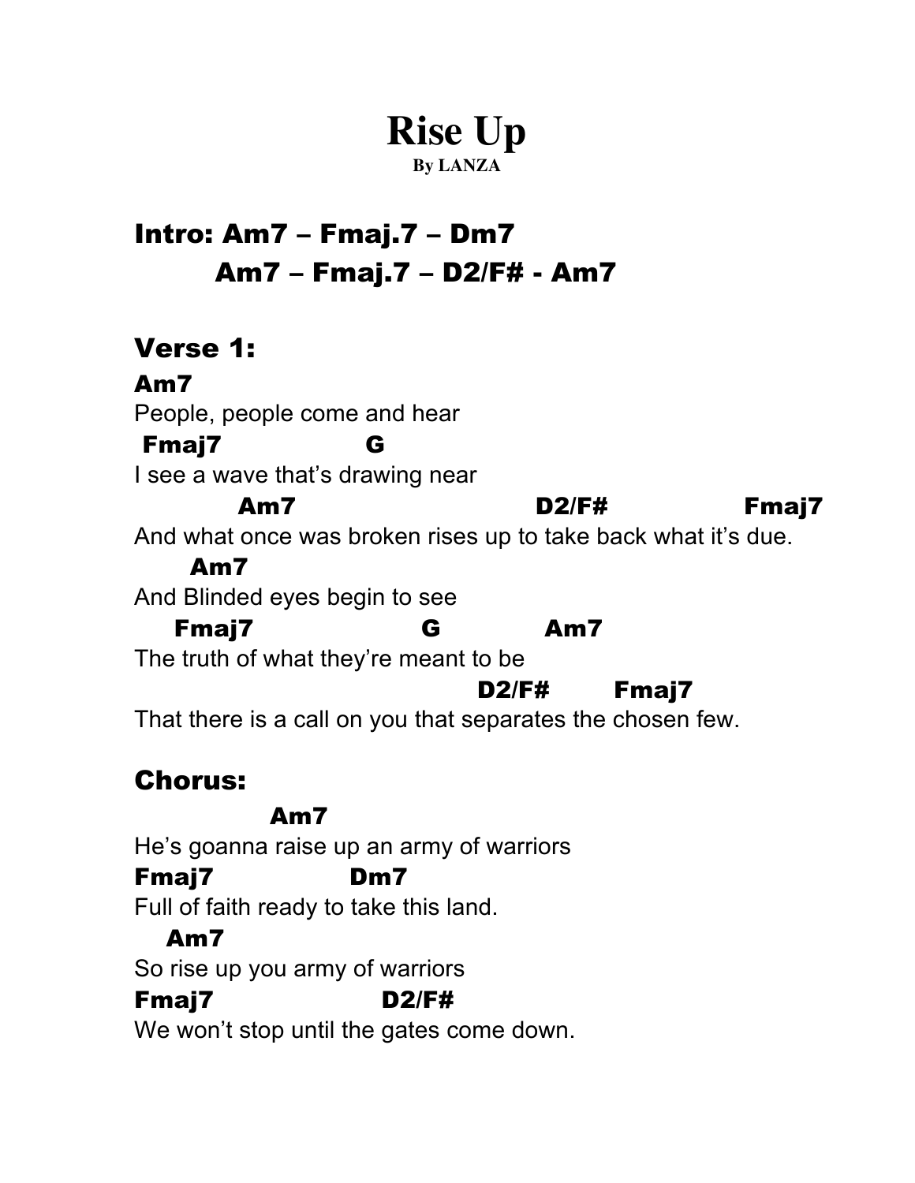# Rise Up

**By LANZA**

## Intro: Am7 – Fmaj.7 – Dm7
## Am7 – Fmaj.7 – D2/F# - Am7

## Verse 1:

```
Am7
People, people come and hear
 Fmaj7               G
I see a wave that's drawing near
            Am7                          D2/F#              Fmaj7
And what once was broken rises up to take back what it's due.
       Am7
And Blinded eyes begin to see
     Fmaj7                   G             Am7
The truth of what they're meant to be
                                       D2/F#        Fmaj7
That there is a call on you that separates the chosen few.
```

## Chorus:

```
                Am7
He's goanna raise up an army of warriors
Fmaj7              Dm7
Full of faith ready to take this land.
   Am7
So rise up you army of warriors
Fmaj7                   D2/F#
We won't stop until the gates come down.
```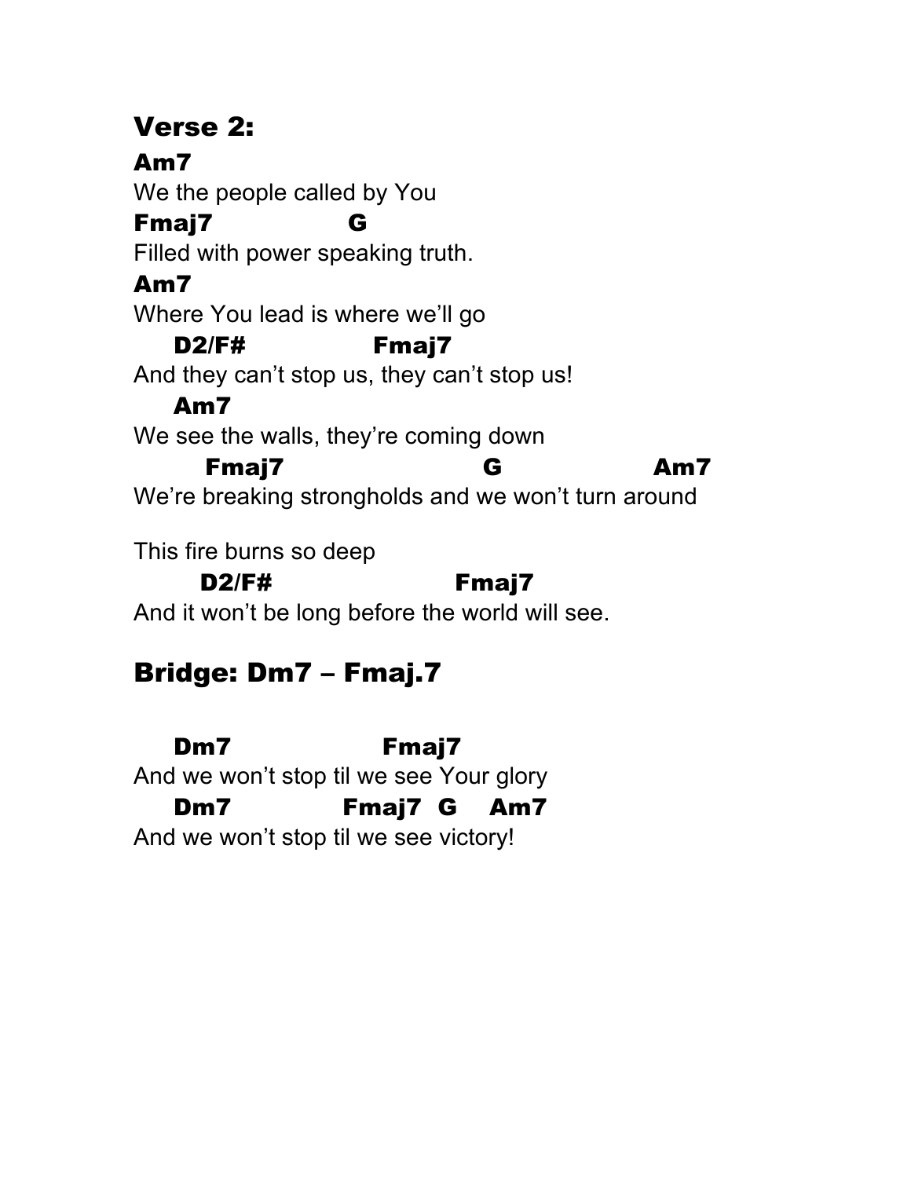## Verse 2:

```
Am7
We the people called by You
Fmaj7              G
Filled with power speaking truth.
Am7
Where You lead is where we'll go
    D2/F#              Fmaj7
And they can't stop us, they can't stop us!
    Am7
We see the walls, they're coming down
       Fmaj7                     G                 Am7
We're breaking strongholds and we won't turn around

This fire burns so deep
      D2/F#                   Fmaj7
And it won't be long before the world will see.
```

## Bridge: Dm7 – Fmaj.7

```
    Dm7                Fmaj7
And we won't stop til we see Your glory
    Dm7             Fmaj7  G   Am7
And we won't stop til we see victory!
```